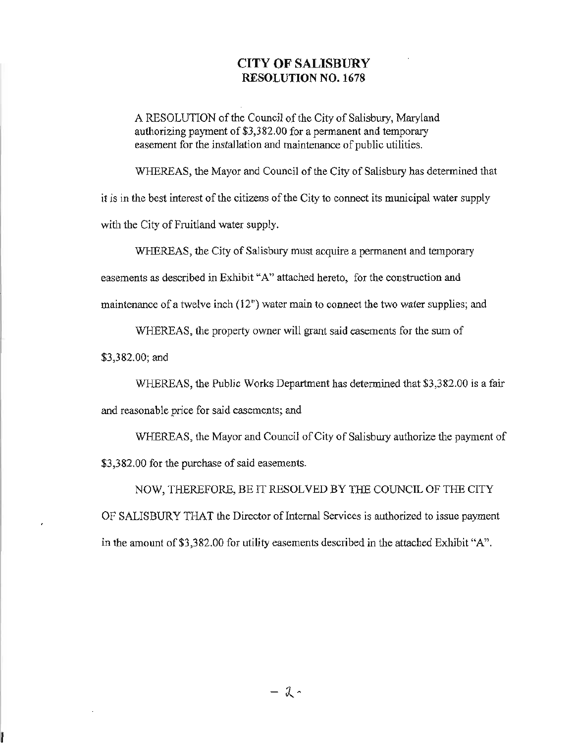# CITY OF SALISBURY
## RESOLUTION NO. 1678

A RESOLUTION of the Council of the City of Salisbury, Maryland authorizing payment of $3,382.00 for a permanent and temporary easement for the installation and maintenance of public utilities.

WHEREAS, the Mayor and Council of the City of Salisbury has determined that it is in the best interest of the citizens of the City to connect its municipal water supply with the City of Fruitland water supply.

WHEREAS, the City of Salisbury must acquire a permanent and temporary easements as described in Exhibit "A" attached hereto, for the construction and maintenance of a twelve inch (12") water main to connect the two water supplies; and

WHEREAS, the property owner will grant said easements for the sum of $3,382.00; and

WHEREAS, the Public Works Department has determined that $3,382.00 is a fair and reasonable price for said easements; and

WHEREAS, the Mayor and Council of City of Salisbury authorize the payment of $3,382.00 for the purchase of said easements.

NOW, THEREFORE, BE IT RESOLVED BY THE COUNCIL OF THE CITY OF SALISBURY THAT the Director of Internal Services is authorized to issue payment in the amount of $3,382.00 for utility easements described in the attached Exhibit "A".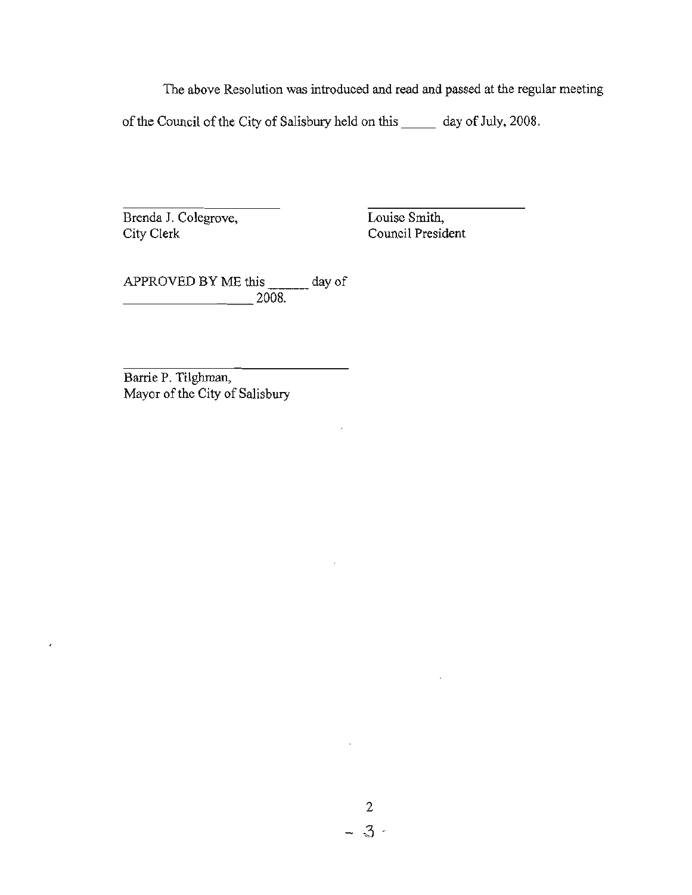The above Resolution was introduced and read and passed at the regular meeting of the Council of the City of Salisbury held on this _____ day of July, 2008.

_______________________
Brenda J. Colegrove,
City Clerk

_______________________
Louise Smith,
Council President

APPROVED BY ME this ______ day of
__________________ 2008.

_______________________
Barrie P. Tilghman,
Mayor of the City of Salisbury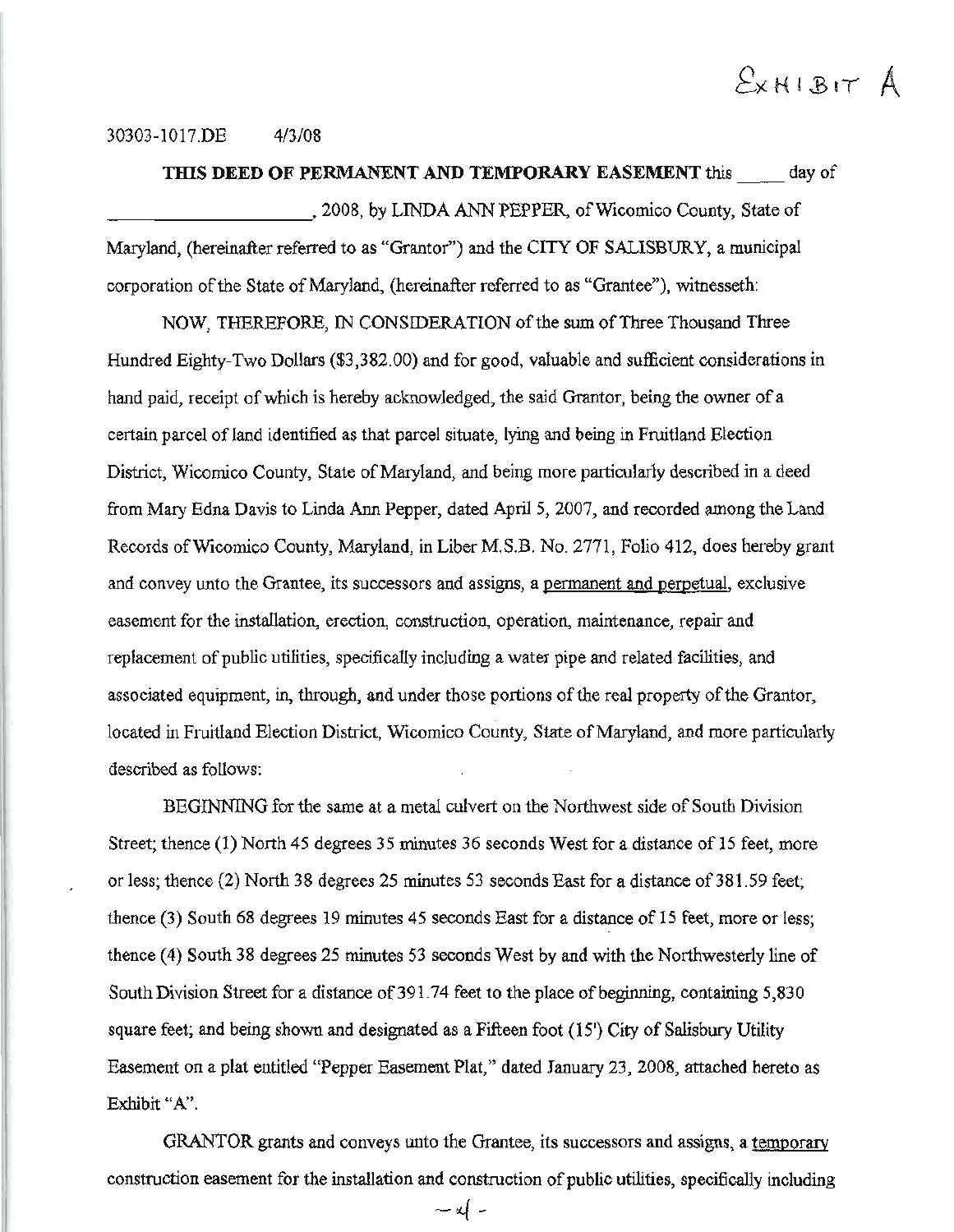EXHIBIT A

30303-1017.DE 4/3/08

**THIS DEED OF PERMANENT AND TEMPORARY EASEMENT** this _____ day of ____________________, 2008, by LINDA ANN PEPPER, of Wicomico County, State of Maryland, (hereinafter referred to as "Grantor") and the CITY OF SALISBURY, a municipal corporation of the State of Maryland, (hereinafter referred to as "Grantee"), witnesseth:

NOW, THEREFORE, IN CONSIDERATION of the sum of Three Thousand Three Hundred Eighty-Two Dollars ($3,382.00) and for good, valuable and sufficient considerations in hand paid, receipt of which is hereby acknowledged, the said Grantor, being the owner of a certain parcel of land identified as that parcel situate, lying and being in Fruitland Election District, Wicomico County, State of Maryland, and being more particularly described in a deed from Mary Edna Davis to Linda Ann Pepper, dated April 5, 2007, and recorded among the Land Records of Wicomico County, Maryland, in Liber M.S.B. No. 2771, Folio 412, does hereby grant and convey unto the Grantee, its successors and assigns, a permanent and perpetual, exclusive easement for the installation, erection, construction, operation, maintenance, repair and replacement of public utilities, specifically including a water pipe and related facilities, and associated equipment, in, through, and under those portions of the real property of the Grantor, located in Fruitland Election District, Wicomico County, State of Maryland, and more particularly described as follows:

BEGINNING for the same at a metal culvert on the Northwest side of South Division Street; thence (1) North 45 degrees 35 minutes 36 seconds West for a distance of 15 feet, more or less; thence (2) North 38 degrees 25 minutes 53 seconds East for a distance of 381.59 feet; thence (3) South 68 degrees 19 minutes 45 seconds East for a distance of 15 feet, more or less; thence (4) South 38 degrees 25 minutes 53 seconds West by and with the Northwesterly line of South Division Street for a distance of 391.74 feet to the place of beginning, containing 5,830 square feet; and being shown and designated as a Fifteen foot (15') City of Salisbury Utility Easement on a plat entitled "Pepper Easement Plat," dated January 23, 2008, attached hereto as Exhibit "A".

GRANTOR grants and conveys unto the Grantee, its successors and assigns, a temporary construction easement for the installation and construction of public utilities, specifically including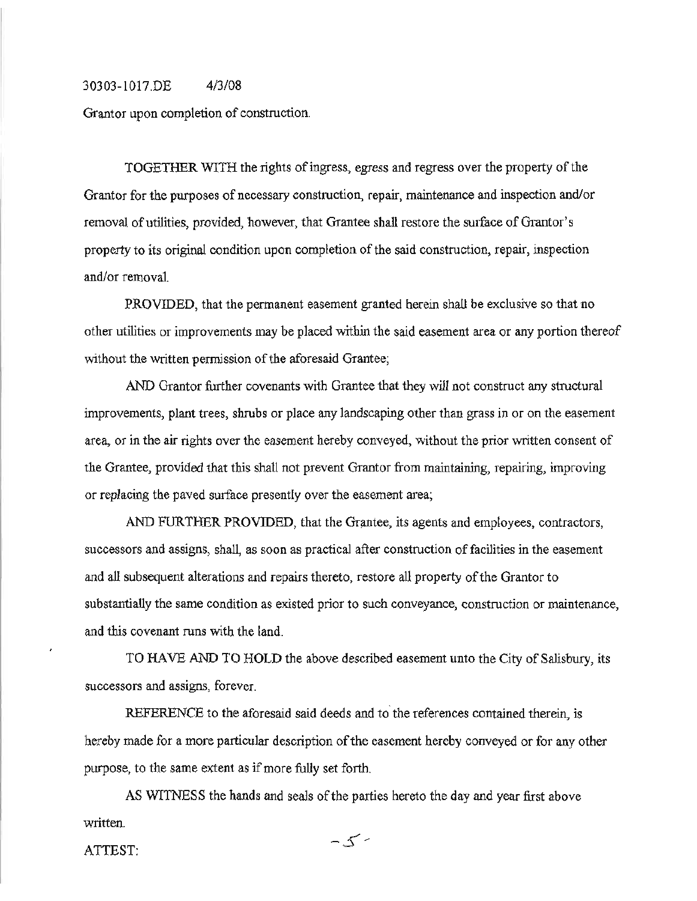30303-1017.DE 4/3/08

Grantor upon completion of construction.

TOGETHER WITH the rights of ingress, egress and regress over the property of the Grantor for the purposes of necessary construction, repair, maintenance and inspection and/or removal of utilities, provided, however, that Grantee shall restore the surface of Grantor's property to its original condition upon completion of the said construction, repair, inspection and/or removal.

PROVIDED, that the permanent easement granted herein shall be exclusive so that no other utilities or improvements may be placed within the said easement area or any portion thereof without the written permission of the aforesaid Grantee;

AND Grantor further covenants with Grantee that they will not construct any structural improvements, plant trees, shrubs or place any landscaping other than grass in or on the easement area, or in the air rights over the easement hereby conveyed, without the prior written consent of the Grantee, provided that this shall not prevent Grantor from maintaining, repairing, improving or replacing the paved surface presently over the easement area;

AND FURTHER PROVIDED, that the Grantee, its agents and employees, contractors, successors and assigns, shall, as soon as practical after construction of facilities in the easement and all subsequent alterations and repairs thereto, restore all property of the Grantor to substantially the same condition as existed prior to such conveyance, construction or maintenance, and this covenant runs with the land.

TO HAVE AND TO HOLD the above described easement unto the City of Salisbury, its successors and assigns, forever.

REFERENCE to the aforesaid said deeds and to the references contained therein, is hereby made for a more particular description of the easement hereby conveyed or for any other purpose, to the same extent as if more fully set forth.

AS WITNESS the hands and seals of the parties hereto the day and year first above written.

ATTEST: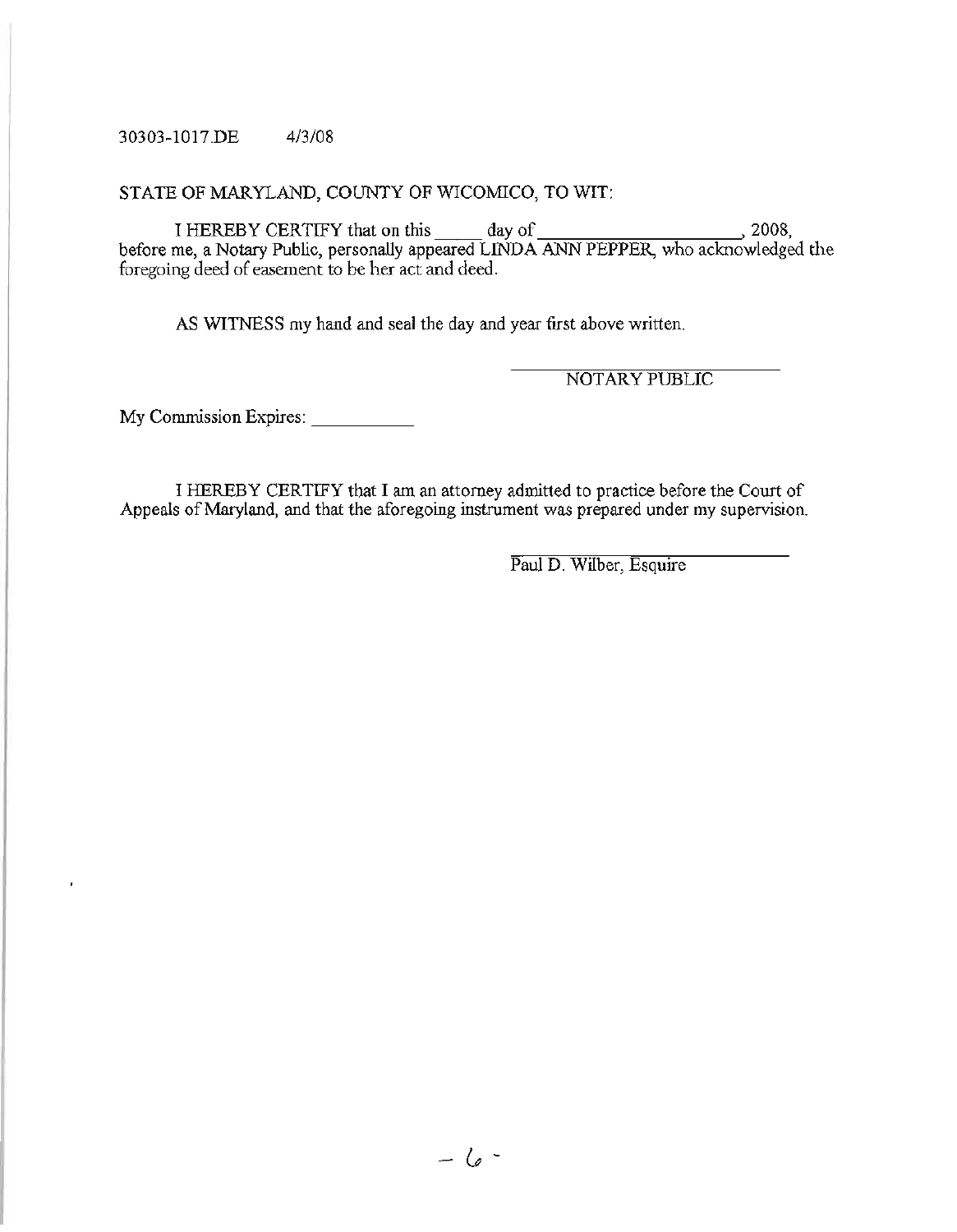30303-1017.DE 4/3/08

STATE OF MARYLAND, COUNTY OF WICOMICO, TO WIT:

I HEREBY CERTIFY that on this _____ day of ____________________, 2008, before me, a Notary Public, personally appeared LINDA ANN PEPPER, who acknowledged the foregoing deed of easement to be her act and deed.

AS WITNESS my hand and seal the day and year first above written.

____________________________
NOTARY PUBLIC

My Commission Expires: ___________

I HEREBY CERTIFY that I am an attorney admitted to practice before the Court of Appeals of Maryland, and that the aforegoing instrument was prepared under my supervision.

____________________________
Paul D. Wilber, Esquire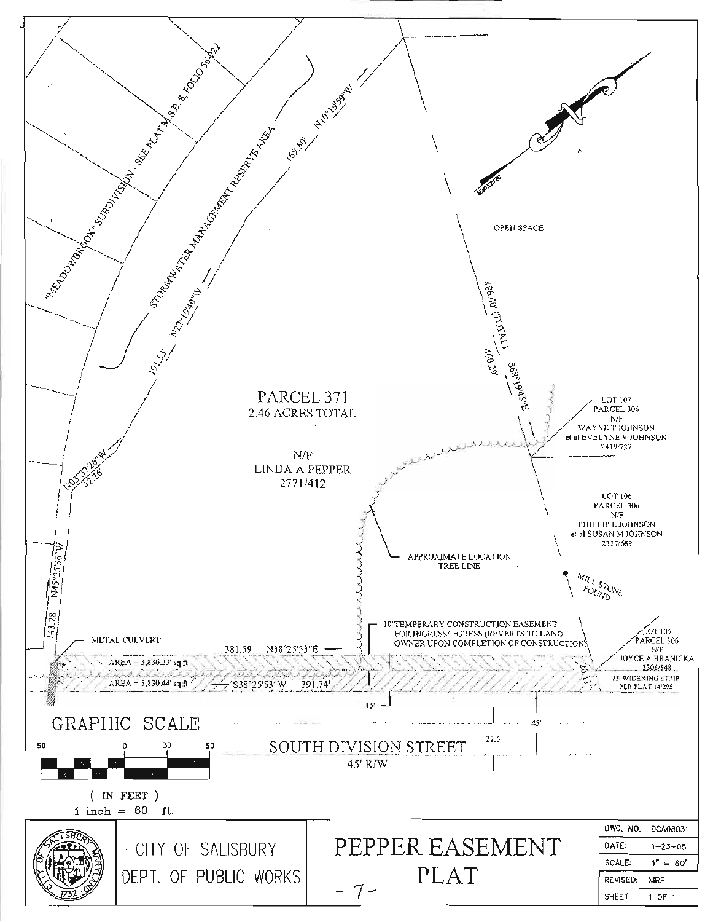"MEADOWBROOK" SUBDIVISION - SEE PLAT M.S.B. 8, FOLIO 56-022

STORMWATER MANAGEMENT RESERVE AREA

169.50' N10°19'59"W

191.53' N22°19'40"W

N03°57'25"W 42.26'

N45°35'36"W 143.28

MAGNETIC

OPEN SPACE

486.40' (TOTAL) S68°19'45"E

460.29'

PARCEL 371
2.46 ACRES TOTAL

N/F
LINDA A PEPPER
2771/412

LOT 107
PARCEL 306
N/F
WAYNE T JOHNSON
et al EVELYNE V JOHNSON
2419/727

LOT 106
PARCEL 306
N/F
PHILLIP L JOHNSON
et al SUSAN M JOHNSON
2327/689

APPROXIMATE LOCATION TREE LINE

MILL STONE FOUND

10' TEMPORARY CONSTRUCTION EASEMENT FOR INGRESS/ EGRESS (REVERTS TO LAND OWNER UPON COMPLETION OF CONSTRUCTION)

LOT 105
PARCEL 306
N/F
JOYCE A HRANICKA
2306/548

15' WIDENING STRIP PER PLAT 14/295

METAL CULVERT

381.59 N38°25'53"E

AREA = 3,836.23' sq ft

AREA = 5,830.44' sq ft

S38°25'53"W 391.74'

25.4

26.11

15'

45'

22.5'

SOUTH DIVISION STREET
45' R/W

GRAPHIC SCALE

60 0 30 60

( IN FEET )
1 inch = 60 ft.

CITY OF SALISBURY
DEPT. OF PUBLIC WORKS

# PEPPER EASEMENT PLAT

| | |
|---|---|
| DWG. NO. | DCA08031 |
| DATE: | 1-23-08 |
| SCALE: | 1" = 60' |
| REVISED: | MRP |
| SHEET | 1 OF 1 |